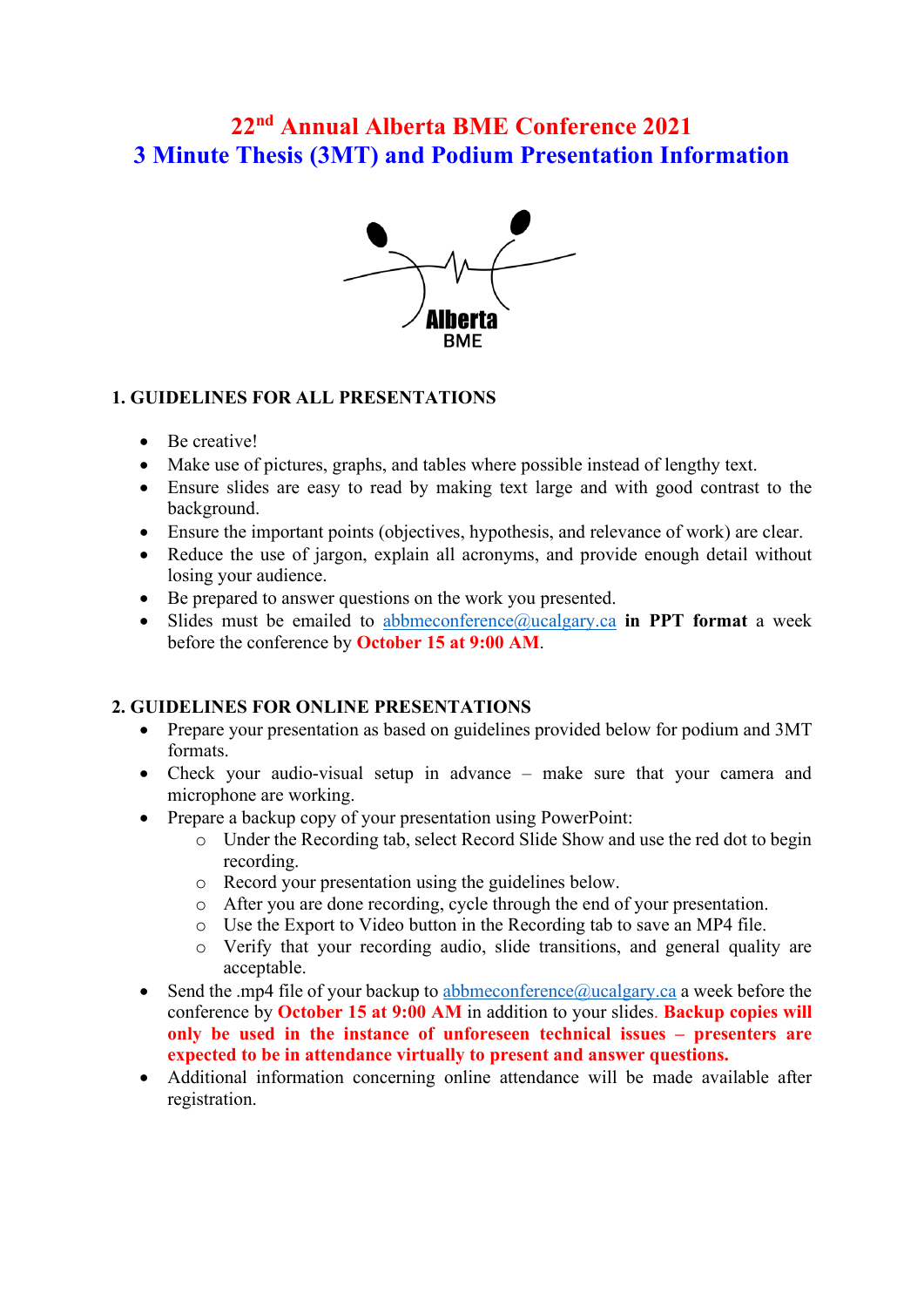# 22nd Annual Alberta BME Conference 2021
# 3 Minute Thesis (3MT) and Podium Presentation Information

Alberta BME

## 1. GUIDELINES FOR ALL PRESENTATIONS

- Be creative!
- Make use of pictures, graphs, and tables where possible instead of lengthy text.
- Ensure slides are easy to read by making text large and with good contrast to the background.
- Ensure the important points (objectives, hypothesis, and relevance of work) are clear.
- Reduce the use of jargon, explain all acronyms, and provide enough detail without losing your audience.
- Be prepared to answer questions on the work you presented.
- Slides must be emailed to abbmeconference@ucalgary.ca **in PPT format** a week before the conference by **October 15 at 9:00 AM**.

## 2. GUIDELINES FOR ONLINE PRESENTATIONS

- Prepare your presentation as based on guidelines provided below for podium and 3MT formats.
- Check your audio-visual setup in advance – make sure that your camera and microphone are working.
- Prepare a backup copy of your presentation using PowerPoint:
  - Under the Recording tab, select Record Slide Show and use the red dot to begin recording.
  - Record your presentation using the guidelines below.
  - After you are done recording, cycle through the end of your presentation.
  - Use the Export to Video button in the Recording tab to save an MP4 file.
  - Verify that your recording audio, slide transitions, and general quality are acceptable.
- Send the .mp4 file of your backup to abbmeconference@ucalgary.ca a week before the conference by **October 15 at 9:00 AM** in addition to your slides. **Backup copies will only be used in the instance of unforeseen technical issues – presenters are expected to be in attendance virtually to present and answer questions.**
- Additional information concerning online attendance will be made available after registration.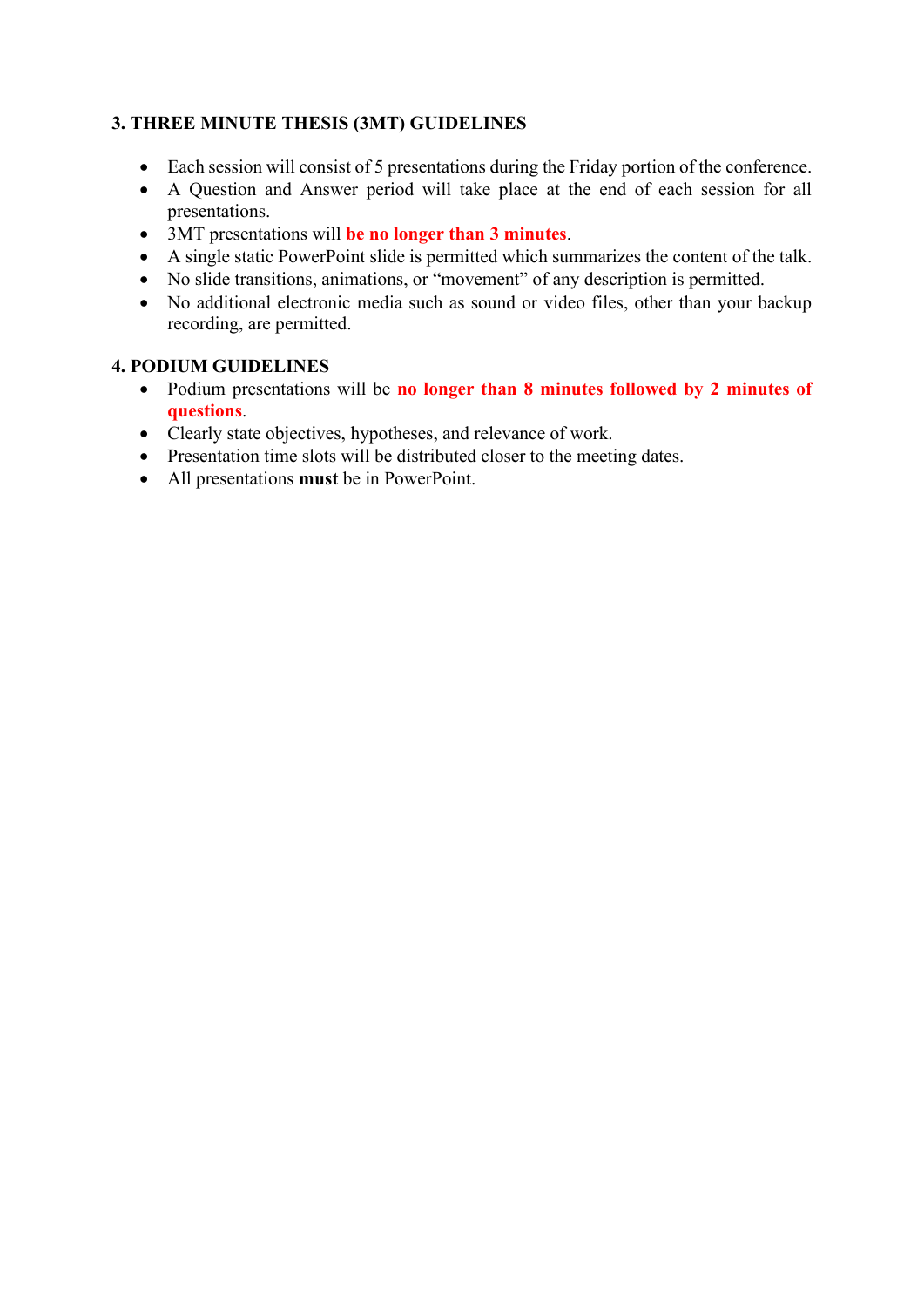### 3. THREE MINUTE THESIS (3MT) GUIDELINES

- Each session will consist of 5 presentations during the Friday portion of the conference.
- A Question and Answer period will take place at the end of each session for all presentations.
- 3MT presentations will **be no longer than 3 minutes**.
- A single static PowerPoint slide is permitted which summarizes the content of the talk.
- No slide transitions, animations, or "movement" of any description is permitted.
- No additional electronic media such as sound or video files, other than your backup recording, are permitted.

### 4. PODIUM GUIDELINES

- Podium presentations will be **no longer than 8 minutes followed by 2 minutes of questions**.
- Clearly state objectives, hypotheses, and relevance of work.
- Presentation time slots will be distributed closer to the meeting dates.
- All presentations **must** be in PowerPoint.